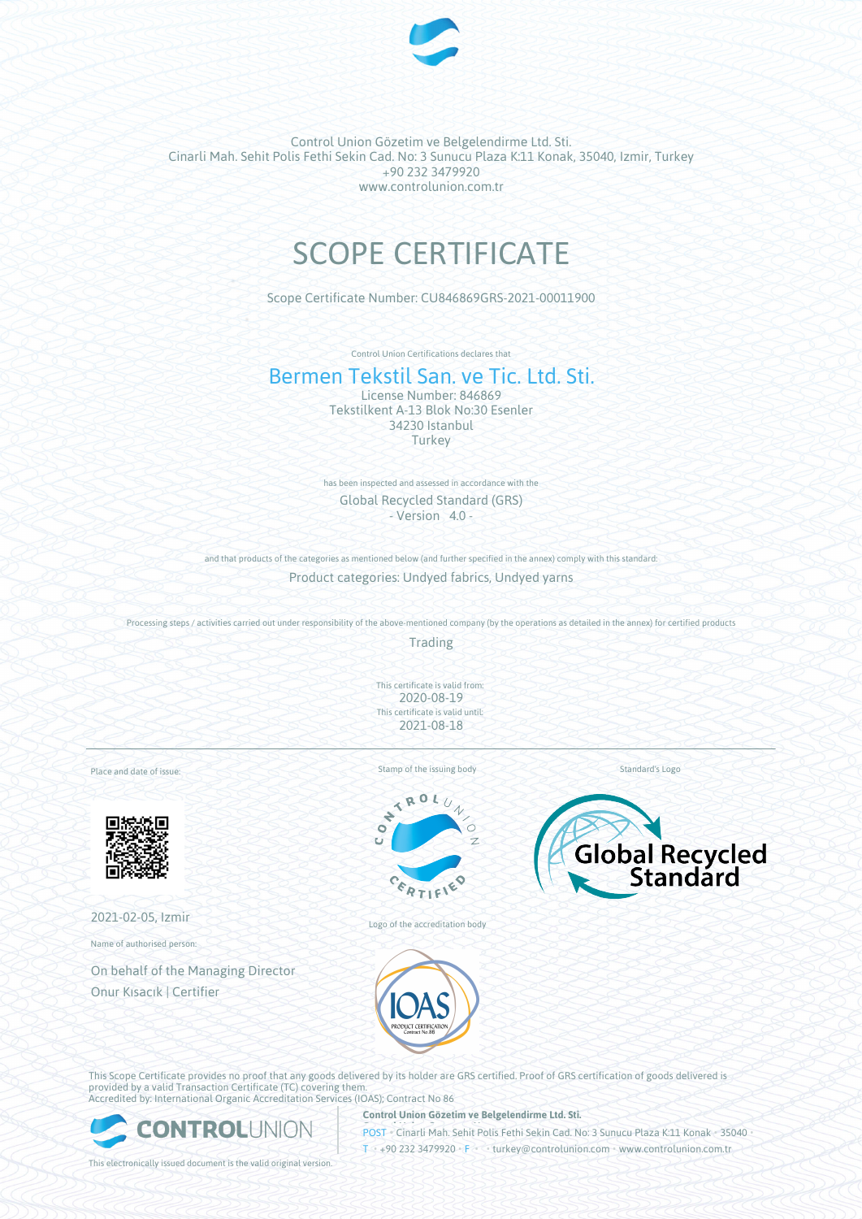Control Union Gözetim ve Belgelendirme Ltd. Sti.
Cinarli Mah. Sehit Polis Fethi Sekin Cad. No: 3 Sunucu Plaza K:11 Konak, 35040, Izmir, Turkey
+90 232 3479920
www.controlunion.com.tr

# SCOPE CERTIFICATE

Scope Certificate Number: CU846869GRS-2021-00011900

Control Union Certifications declares that

## Bermen Tekstil San. ve Tic. Ltd. Sti.

License Number: 846869
Tekstilkent A-13 Blok No:30 Esenler
34230 Istanbul
Turkey

has been inspected and assessed in accordance with the

Global Recycled Standard (GRS)
- Version 4.0 -

and that products of the categories as mentioned below (and further specified in the annex) comply with this standard:

Product categories: Undyed fabrics, Undyed yarns

Processing steps / activities carried out under responsibility of the above-mentioned company (by the operations as detailed in the annex) for certified products

Trading

This certificate is valid from:
2020-08-19
This certificate is valid until:
2021-08-18

Place and date of issue:

2021-02-05, Izmir

Name of authorised person:

On behalf of the Managing Director
Onur Kısacık | Certifier

Stamp of the issuing body

Logo of the accreditation body

Standard's Logo

This Scope Certificate provides no proof that any goods delivered by its holder are GRS certified. Proof of GRS certification of goods delivered is provided by a valid Transaction Certificate (TC) covering them.
Accredited by: International Organic Accreditation Services (IOAS); Contract No 86

**Control Union Gözetim ve Belgelendirme Ltd. Sti.**
POST • Cinarli Mah. Sehit Polis Fethi Sekin Cad. No: 3 Sunucu Plaza K:11 Konak • 35040 •
T • +90 232 3479920 • F • • turkey@controlunion.com • www.controlunion.com.tr

This electronically issued document is the valid original version.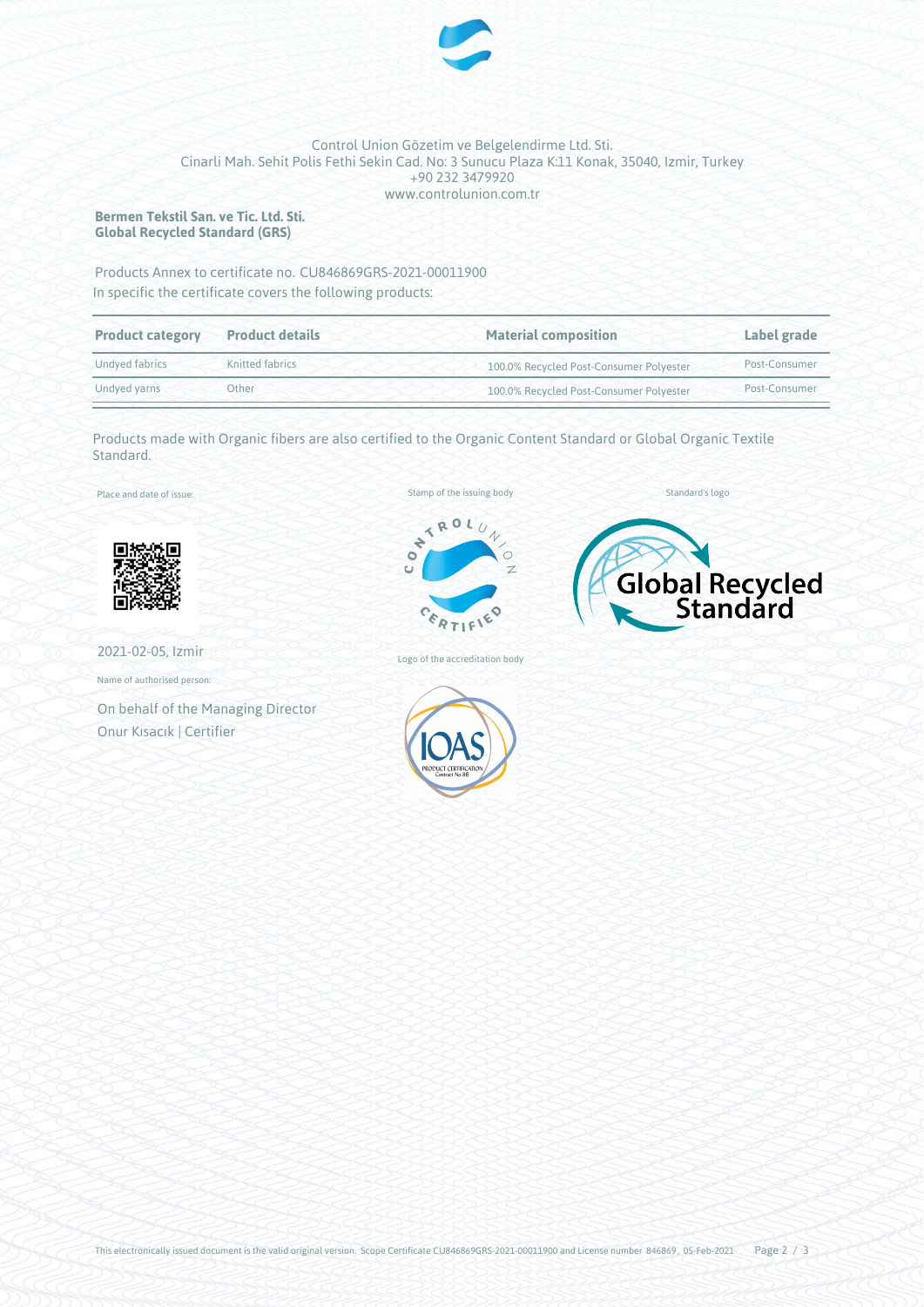Control Union Gözetim ve Belgelendirme Ltd. Sti.
Cinarli Mah. Sehit Polis Fethi Sekin Cad. No: 3 Sunucu Plaza K:11 Konak, 35040, Izmir, Turkey
+90 232 3479920
www.controlunion.com.tr

**Bermen Tekstil San. ve Tic. Ltd. Sti.**
**Global Recycled Standard (GRS)**

Products Annex to certificate no. CU846869GRS-2021-00011900
In specific the certificate covers the following products:

| Product category | Product details | Material composition | Label grade |
|---|---|---|---|
| Undyed fabrics | Knitted fabrics | 100.0% Recycled Post-Consumer Polyester | Post-Consumer |
| Undyed yarns | Other | 100.0% Recycled Post-Consumer Polyester | Post-Consumer |

Products made with Organic fibers are also certified to the Organic Content Standard or Global Organic Textile Standard.

Place and date of issue:

2021-02-05, Izmir

Name of authorised person:

On behalf of the Managing Director
Onur Kısacık | Certifier

Stamp of the issuing body

Logo of the accreditation body

Standard's logo

This electronically issued document is the valid original version. Scope Certificate CU846869GRS-2021-00011900 and License number 846869, 05-Feb-2021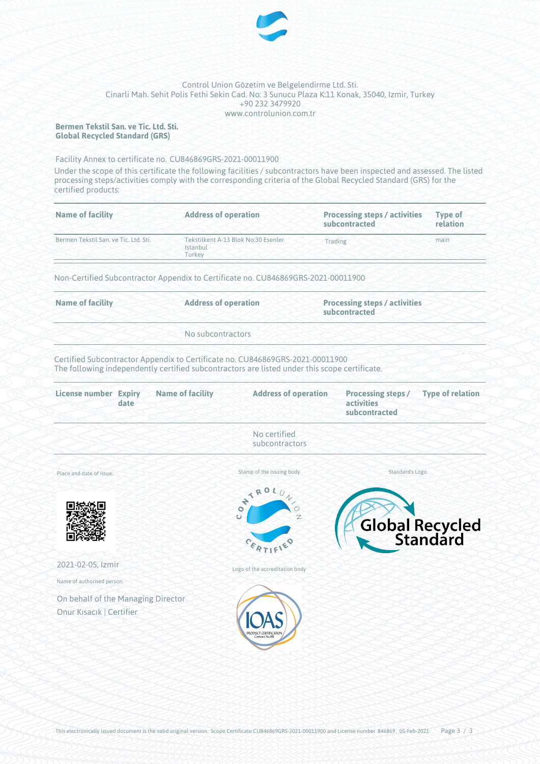Control Union Gözetim ve Belgelendirme Ltd. Sti.
Cinarli Mah. Sehit Polis Fethi Sekin Cad. No: 3 Sunucu Plaza K:11 Konak, 35040, Izmir, Turkey
+90 232 3479920
www.controlunion.com.tr

**Bermen Tekstil San. ve Tic. Ltd. Sti.**
**Global Recycled Standard (GRS)**

Facility Annex to certificate no. CU846869GRS-2021-00011900

Under the scope of this certificate the following facilities / subcontractors have been inspected and assessed. The listed processing steps/activities comply with the corresponding criteria of the Global Recycled Standard (GRS) for the certified products:

| Name of facility | Address of operation | Processing steps / activities subcontracted | Type of relation |
|---|---|---|---|
| Bermen Tekstil San. ve Tic. Ltd. Sti. | Tekstilkent A-13 Blok No:30 Esenler Istanbul Turkey | Trading | main |

Non-Certified Subcontractor Appendix to Certificate no. CU846869GRS-2021-00011900

| Name of facility | Address of operation | Processing steps / activities subcontracted |
|---|---|---|
| | No subcontractors | |

Certified Subcontractor Appendix to Certificate no. CU846869GRS-2021-00011900
The following independently certified subcontractors are listed under this scope certificate.

| License number | Expiry date | Name of facility | Address of operation | Processing steps / activities subcontracted | Type of relation |
|---|---|---|---|---|---|
| | | | No certified subcontractors | | |

Place and date of issue:

2021-02-05, Izmir

Name of authorised person:

On behalf of the Managing Director
Onur Kısacık | Certifier

Stamp of the issuing body

Logo of the accreditation body

Standard's Logo

This electronically issued document is the valid original version. Scope Certificate CU846869GRS-2021-00011900 and License number 846869, 05-Feb-2021